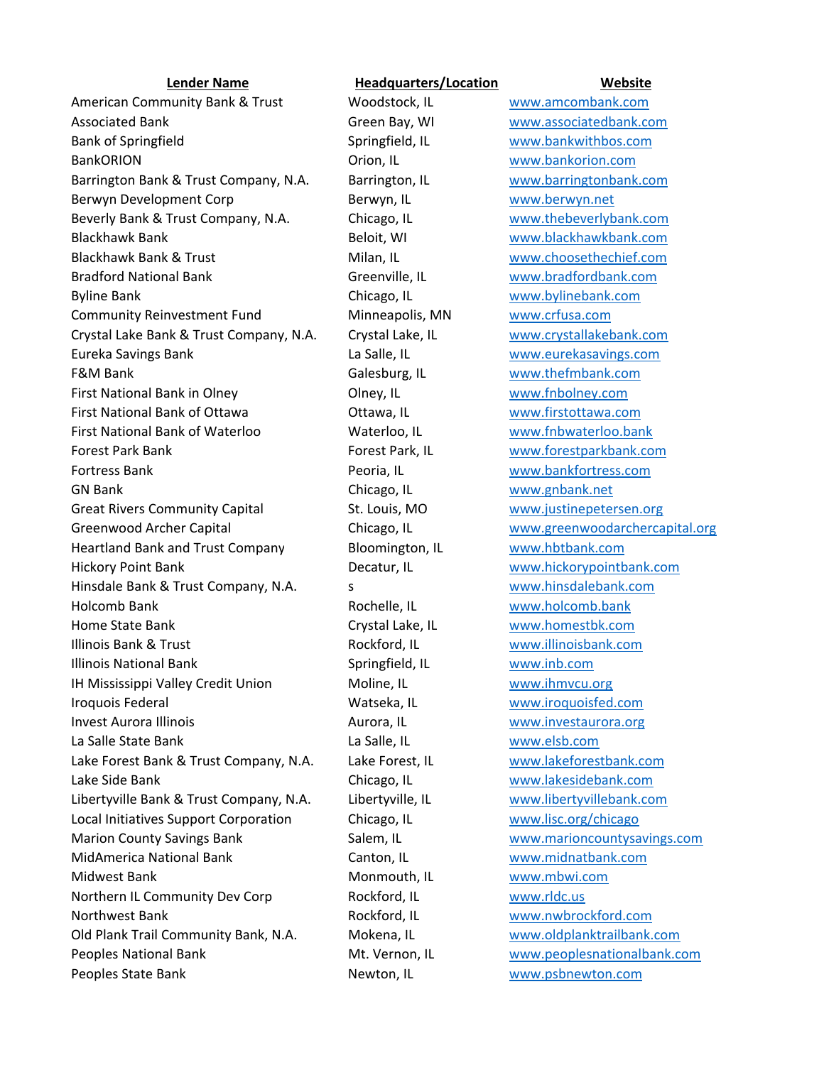| Lender Name | Headquarters/Location | Website |
|---|---|---|
| American Community Bank & Trust | Woodstock, IL | www.amcombank.com |
| Associated Bank | Green Bay, WI | www.associatedbank.com |
| Bank of Springfield | Springfield, IL | www.bankwithbos.com |
| BankORION | Orion, IL | www.bankorion.com |
| Barrington Bank & Trust Company, N.A. | Barrington, IL | www.barringtonbank.com |
| Berwyn Development Corp | Berwyn, IL | www.berwyn.net |
| Beverly Bank & Trust Company, N.A. | Chicago, IL | www.thebeverlybank.com |
| Blackhawk Bank | Beloit, WI | www.blackhawkbank.com |
| Blackhawk Bank & Trust | Milan, IL | www.choosethechief.com |
| Bradford National Bank | Greenville, IL | www.bradfordbank.com |
| Byline Bank | Chicago, IL | www.bylinebank.com |
| Community Reinvestment Fund | Minneapolis, MN | www.crfusa.com |
| Crystal Lake Bank & Trust Company, N.A. | Crystal Lake, IL | www.crystallakebank.com |
| Eureka Savings Bank | La Salle, IL | www.eurekasavings.com |
| F&M Bank | Galesburg, IL | www.thefmbank.com |
| First National Bank in Olney | Olney, IL | www.fnbolney.com |
| First National Bank of Ottawa | Ottawa, IL | www.firstottawa.com |
| First National Bank of Waterloo | Waterloo, IL | www.fnbwaterloo.bank |
| Forest Park Bank | Forest Park, IL | www.forestparkbank.com |
| Fortress Bank | Peoria, IL | www.bankfortress.com |
| GN Bank | Chicago, IL | www.gnbank.net |
| Great Rivers Community Capital | St. Louis, MO | www.justinepetersen.org |
| Greenwood Archer Capital | Chicago, IL | www.greenwoodarchercapital.org |
| Heartland Bank and Trust Company | Bloomington, IL | www.hbtbank.com |
| Hickory Point Bank | Decatur, IL | www.hickorypointbank.com |
| Hinsdale Bank & Trust Company, N.A. | s | www.hinsdalebank.com |
| Holcomb Bank | Rochelle, IL | www.holcomb.bank |
| Home State Bank | Crystal Lake, IL | www.homestbk.com |
| Illinois Bank & Trust | Rockford, IL | www.illinoisbank.com |
| Illinois National Bank | Springfield, IL | www.inb.com |
| IH Mississippi Valley Credit Union | Moline, IL | www.ihmvcu.org |
| Iroquois Federal | Watseka, IL | www.iroquoisfed.com |
| Invest Aurora Illinois | Aurora, IL | www.investaurora.org |
| La Salle State Bank | La Salle, IL | www.elsb.com |
| Lake Forest Bank & Trust Company, N.A. | Lake Forest, IL | www.lakeforestbank.com |
| Lake Side Bank | Chicago, IL | www.lakesidebank.com |
| Libertyville Bank & Trust Company, N.A. | Libertyville, IL | www.libertyvillebank.com |
| Local Initiatives Support Corporation | Chicago, IL | www.lisc.org/chicago |
| Marion County Savings Bank | Salem, IL | www.marioncountysavings.com |
| MidAmerica National Bank | Canton, IL | www.midnatbank.com |
| Midwest Bank | Monmouth, IL | www.mbwi.com |
| Northern IL Community Dev Corp | Rockford, IL | www.rldc.us |
| Northwest Bank | Rockford, IL | www.nwbrockford.com |
| Old Plank Trail Community Bank, N.A. | Mokena, IL | www.oldplanktrailbank.com |
| Peoples National Bank | Mt. Vernon, IL | www.peoplesnationalbank.com |
| Peoples State Bank | Newton, IL | www.psbnewton.com |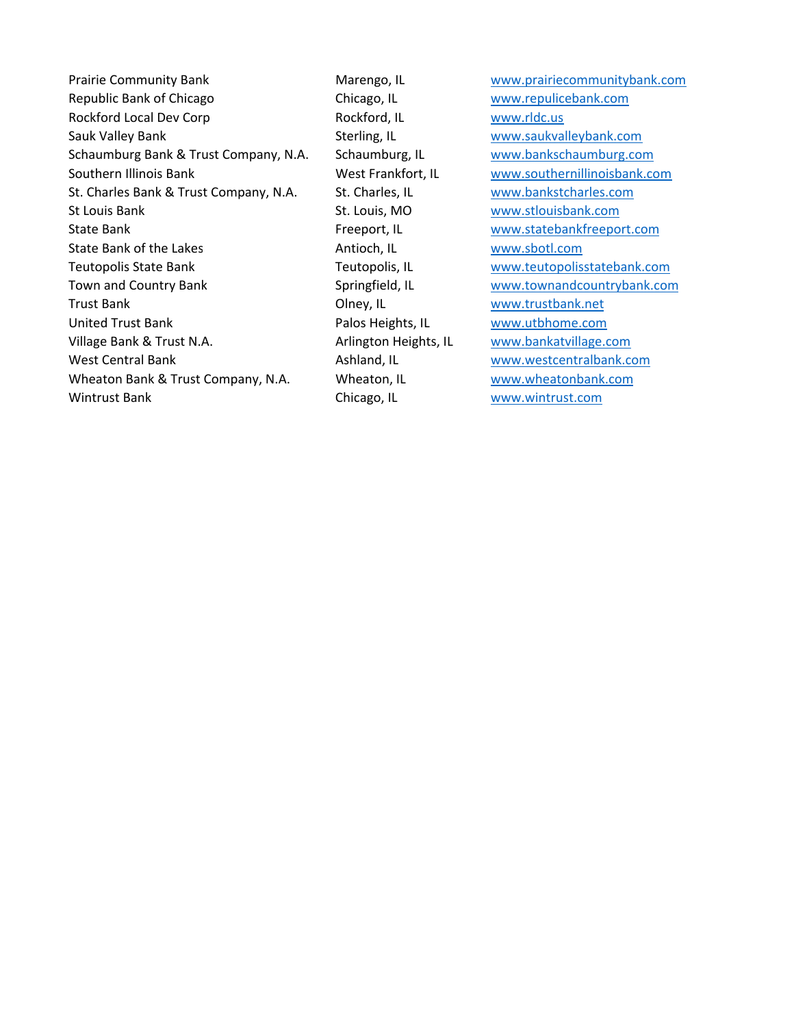| | | |
|---|---|---|
| Prairie Community Bank | Marengo, IL | www.prairiecommunitybank.com |
| Republic Bank of Chicago | Chicago, IL | www.repulicebank.com |
| Rockford Local Dev Corp | Rockford, IL | www.rldc.us |
| Sauk Valley Bank | Sterling, IL | www.saukvalleybank.com |
| Schaumburg Bank & Trust Company, N.A. | Schaumburg, IL | www.bankschaumburg.com |
| Southern Illinois Bank | West Frankfort, IL | www.southernillinoisbank.com |
| St. Charles Bank & Trust Company, N.A. | St. Charles, IL | www.bankstcharles.com |
| St Louis Bank | St. Louis, MO | www.stlouisbank.com |
| State Bank | Freeport, IL | www.statebankfreeport.com |
| State Bank of the Lakes | Antioch, IL | www.sbotl.com |
| Teutopolis State Bank | Teutopolis, IL | www.teutopolisstatebank.com |
| Town and Country Bank | Springfield, IL | www.townandcountrybank.com |
| Trust Bank | Olney, IL | www.trustbank.net |
| United Trust Bank | Palos Heights, IL | www.utbhome.com |
| Village Bank & Trust N.A. | Arlington Heights, IL | www.bankatvillage.com |
| West Central Bank | Ashland, IL | www.westcentralbank.com |
| Wheaton Bank & Trust Company, N.A. | Wheaton, IL | www.wheatonbank.com |
| Wintrust Bank | Chicago, IL | www.wintrust.com |